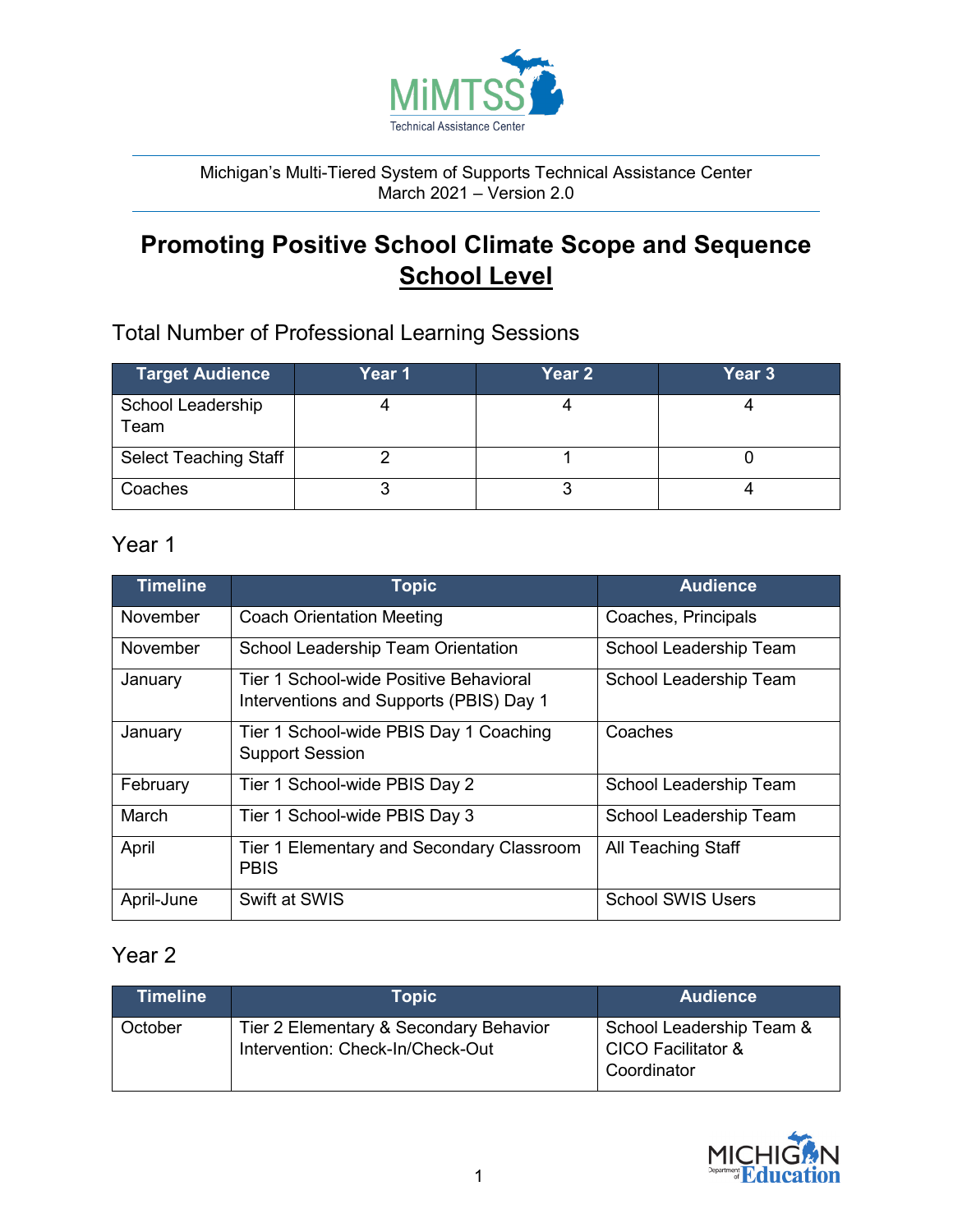MiMTSS Technical Assistance Center

Michigan's Multi-Tiered System of Supports Technical Assistance Center
March 2021 – Version 2.0

# Promoting Positive School Climate Scope and Sequence
# School Level

## Total Number of Professional Learning Sessions

| Target Audience | Year 1 | Year 2 | Year 3 |
|---|---|---|---|
| School Leadership Team | 4 | 4 | 4 |
| Select Teaching Staff | 2 | 1 | 0 |
| Coaches | 3 | 3 | 4 |

## Year 1

| Timeline | Topic | Audience |
|---|---|---|
| November | Coach Orientation Meeting | Coaches, Principals |
| November | School Leadership Team Orientation | School Leadership Team |
| January | Tier 1 School-wide Positive Behavioral Interventions and Supports (PBIS) Day 1 | School Leadership Team |
| January | Tier 1 School-wide PBIS Day 1 Coaching Support Session | Coaches |
| February | Tier 1 School-wide PBIS Day 2 | School Leadership Team |
| March | Tier 1 School-wide PBIS Day 3 | School Leadership Team |
| April | Tier 1 Elementary and Secondary Classroom PBIS | All Teaching Staff |
| April-June | Swift at SWIS | School SWIS Users |

## Year 2

| Timeline | Topic | Audience |
|---|---|---|
| October | Tier 2 Elementary & Secondary Behavior Intervention: Check-In/Check-Out | School Leadership Team & CICO Facilitator & Coordinator |

MICHIGAN Department of Education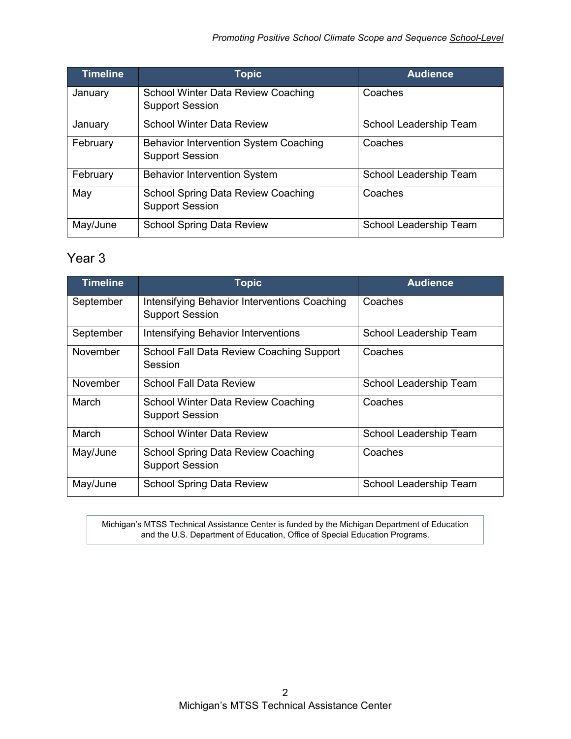| Timeline | Topic | Audience |
|---|---|---|
| January | School Winter Data Review Coaching Support Session | Coaches |
| January | School Winter Data Review | School Leadership Team |
| February | Behavior Intervention System Coaching Support Session | Coaches |
| February | Behavior Intervention System | School Leadership Team |
| May | School Spring Data Review Coaching Support Session | Coaches |
| May/June | School Spring Data Review | School Leadership Team |

## Year 3

| Timeline | Topic | Audience |
|---|---|---|
| September | Intensifying Behavior Interventions Coaching Support Session | Coaches |
| September | Intensifying Behavior Interventions | School Leadership Team |
| November | School Fall Data Review Coaching Support Session | Coaches |
| November | School Fall Data Review | School Leadership Team |
| March | School Winter Data Review Coaching Support Session | Coaches |
| March | School Winter Data Review | School Leadership Team |
| May/June | School Spring Data Review Coaching Support Session | Coaches |
| May/June | School Spring Data Review | School Leadership Team |

Michigan's MTSS Technical Assistance Center is funded by the Michigan Department of Education and the U.S. Department of Education, Office of Special Education Programs.